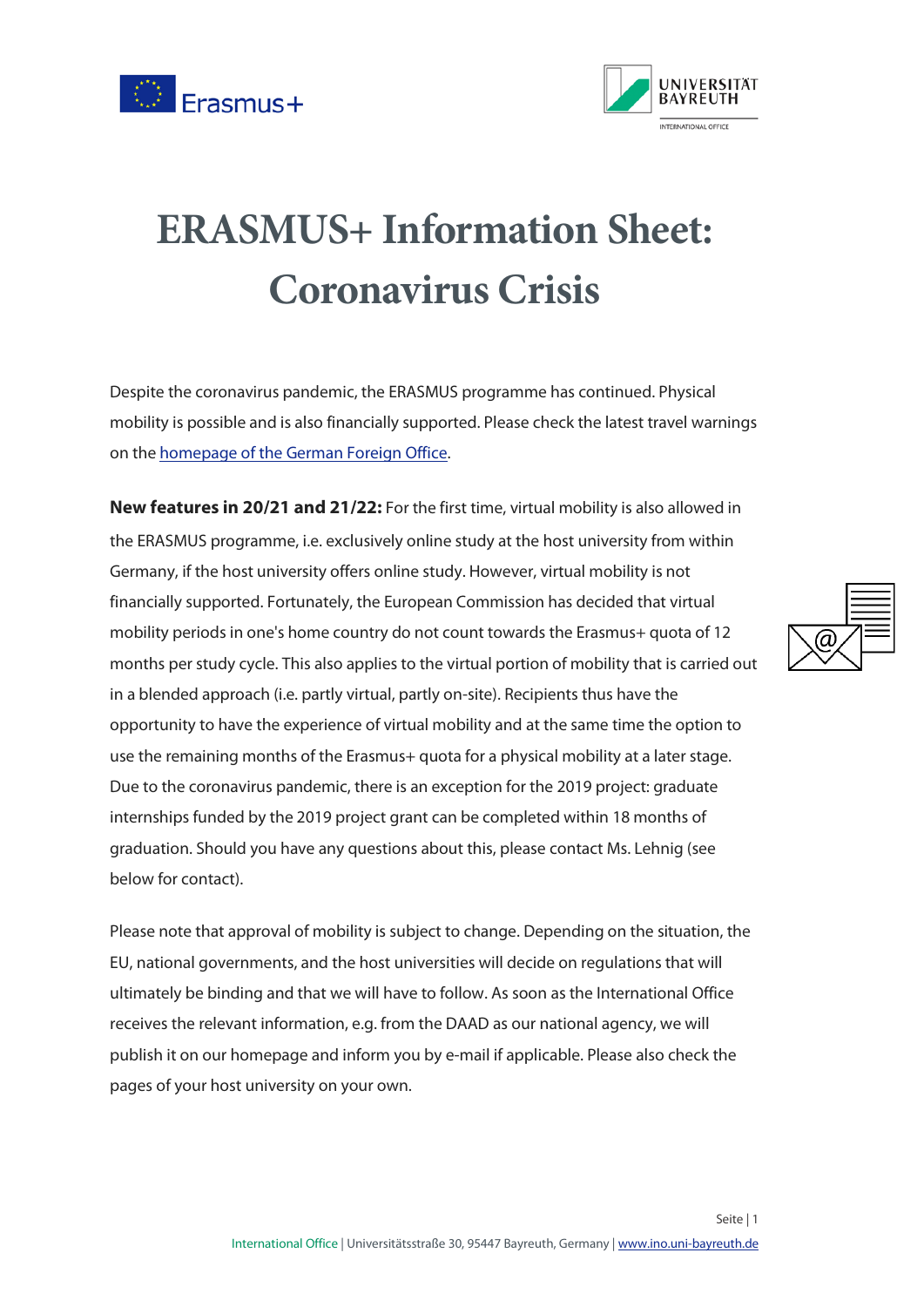# ERASMUS+ Information Sheet: Coronavirus Crisis

Despite the coronavirus pandemic, the ERASMUS programme has continued. Physical mobility is possible and is also financially supported. Please check the latest travel warnings on the homepage of the German Foreign Office.

**New features in 20/21 and 21/22:** For the first time, virtual mobility is also allowed in the ERASMUS programme, i.e. exclusively online study at the host university from within Germany, if the host university offers online study. However, virtual mobility is not financially supported. Fortunately, the European Commission has decided that virtual mobility periods in one's home country do not count towards the Erasmus+ quota of 12 months per study cycle. This also applies to the virtual portion of mobility that is carried out in a blended approach (i.e. partly virtual, partly on-site). Recipients thus have the opportunity to have the experience of virtual mobility and at the same time the option to use the remaining months of the Erasmus+ quota for a physical mobility at a later stage. Due to the coronavirus pandemic, there is an exception for the 2019 project: graduate internships funded by the 2019 project grant can be completed within 18 months of graduation. Should you have any questions about this, please contact Ms. Lehnig (see below for contact).

Please note that approval of mobility is subject to change. Depending on the situation, the EU, national governments, and the host universities will decide on regulations that will ultimately be binding and that we will have to follow. As soon as the International Office receives the relevant information, e.g. from the DAAD as our national agency, we will publish it on our homepage and inform you by e-mail if applicable. Please also check the pages of your host university on your own.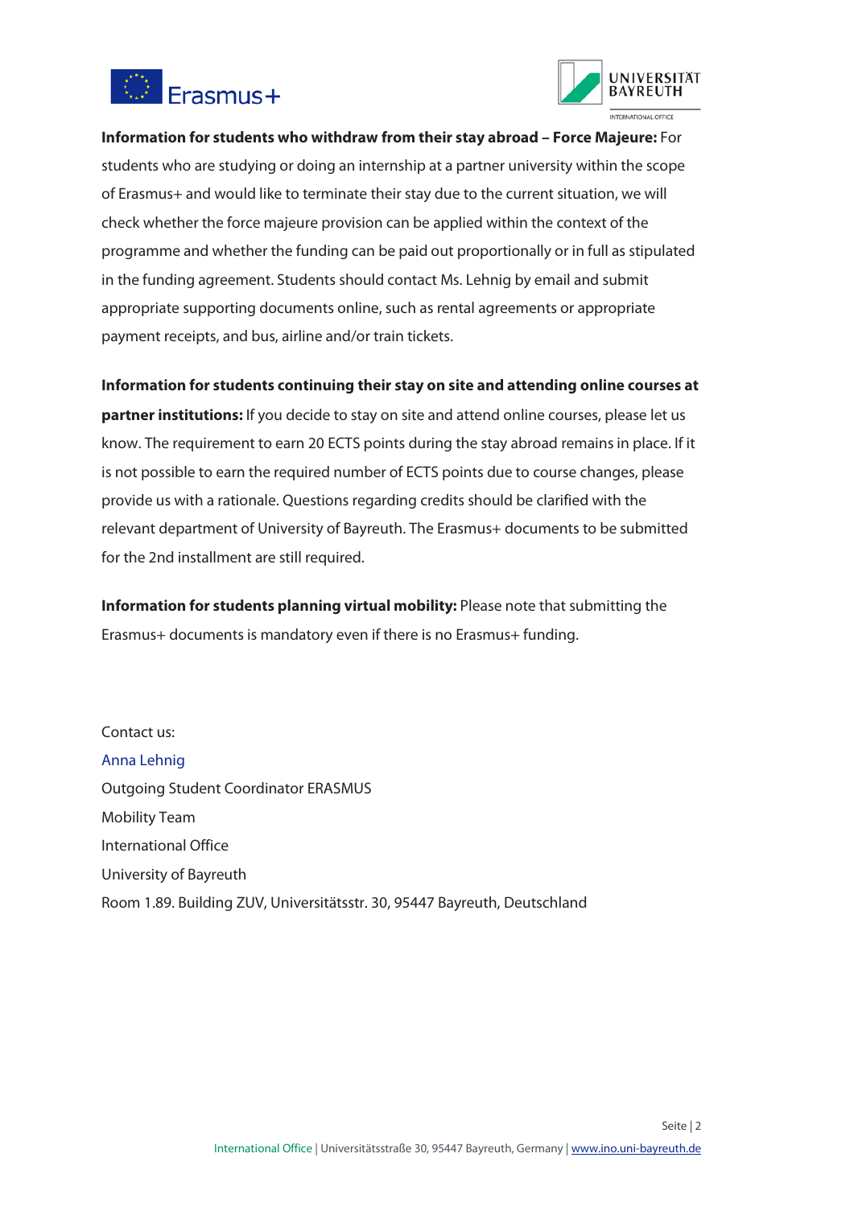**Information for students who withdraw from their stay abroad – Force Majeure:** For students who are studying or doing an internship at a partner university within the scope of Erasmus+ and would like to terminate their stay due to the current situation, we will check whether the force majeure provision can be applied within the context of the programme and whether the funding can be paid out proportionally or in full as stipulated in the funding agreement. Students should contact Ms. Lehnig by email and submit appropriate supporting documents online, such as rental agreements or appropriate payment receipts, and bus, airline and/or train tickets.

**Information for students continuing their stay on site and attending online courses at partner institutions:** If you decide to stay on site and attend online courses, please let us know. The requirement to earn 20 ECTS points during the stay abroad remains in place. If it is not possible to earn the required number of ECTS points due to course changes, please provide us with a rationale. Questions regarding credits should be clarified with the relevant department of University of Bayreuth. The Erasmus+ documents to be submitted for the 2nd installment are still required.

**Information for students planning virtual mobility:** Please note that submitting the Erasmus+ documents is mandatory even if there is no Erasmus+ funding.

Contact us:
Anna Lehnig
Outgoing Student Coordinator ERASMUS
Mobility Team
International Office
University of Bayreuth
Room 1.89. Building ZUV, Universitätsstr. 30, 95447 Bayreuth, Deutschland